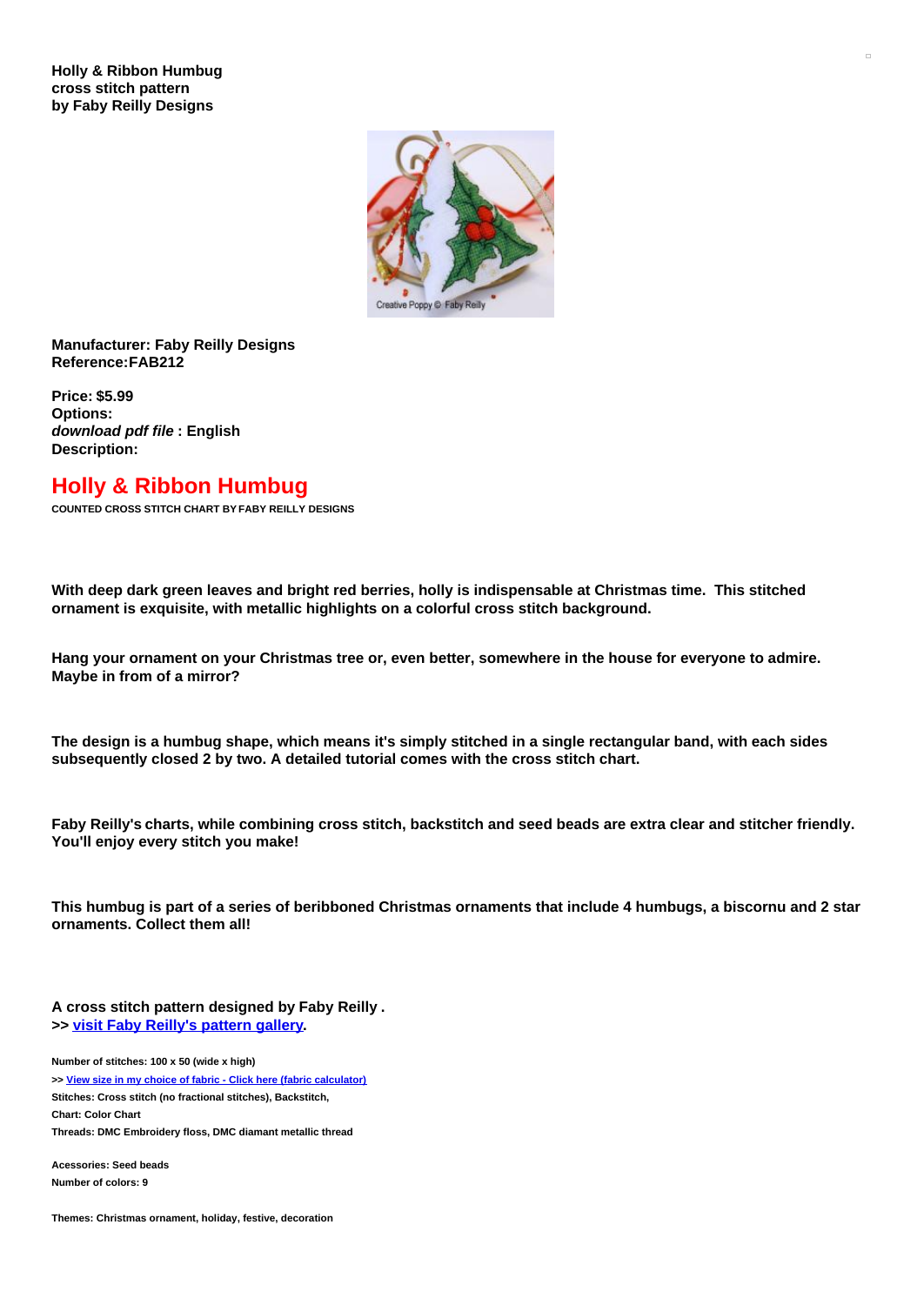**Holly & Ribbon Humbug**
**cross stitch pattern**
**by Faby Reilly Designs**

**Manufacturer: Faby Reilly Designs**
**Reference:FAB212**

**Price: $5.99**
**Options:**
***download pdf file* : English**
**Description:**

# Holly & Ribbon Humbug

**COUNTED CROSS STITCH CHART BY FABY REILLY DESIGNS**

**With deep dark green leaves and bright red berries, holly is indispensable at Christmas time. This stitched ornament is exquisite, with metallic highlights on a colorful cross stitch background.**

**Hang your ornament on your Christmas tree or, even better, somewhere in the house for everyone to admire. Maybe in from of a mirror?**

**The design is a humbug shape, which means it's simply stitched in a single rectangular band, with each sides subsequently closed 2 by two. A detailed tutorial comes with the cross stitch chart.**

**Faby Reilly's charts, while combining cross stitch, backstitch and seed beads are extra clear and stitcher friendly. You'll enjoy every stitch you make!**

**This humbug is part of a series of beribboned Christmas ornaments that include 4 humbugs, a biscornu and 2 star ornaments. Collect them all!**

**A cross stitch pattern designed by Faby Reilly .**
**>> visit Faby Reilly's pattern gallery.**

**Number of stitches: 100 x 50 (wide x high)**
**>> View size in my choice of fabric - Click here (fabric calculator)**
**Stitches: Cross stitch (no fractional stitches), Backstitch,**
**Chart: Color Chart**
**Threads: DMC Embroidery floss, DMC diamant metallic thread**

**Acessories: Seed beads**
**Number of colors: 9**

**Themes: Christmas ornament, holiday, festive, decoration**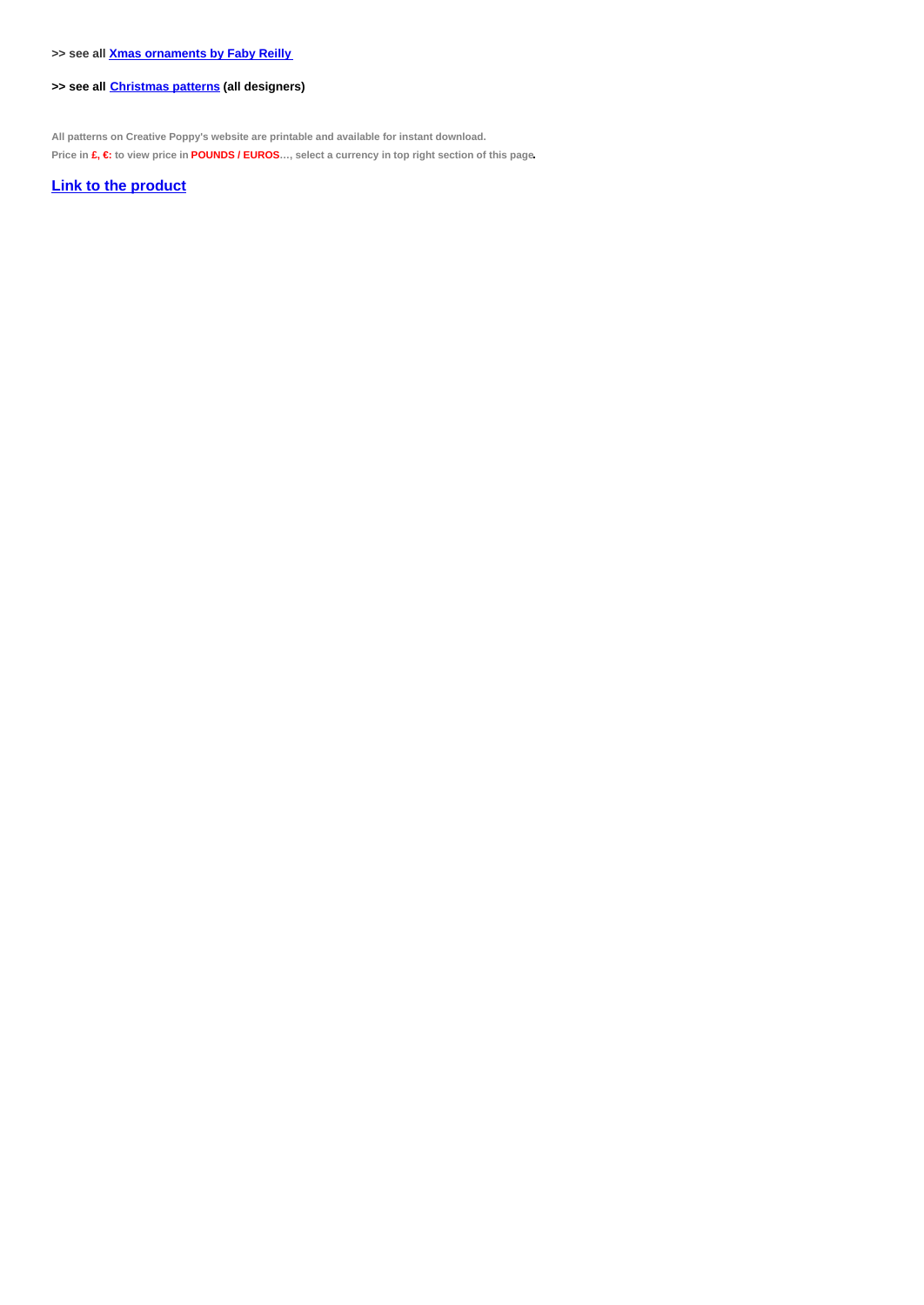**>> see all Xmas ornaments by Faby Reilly**

**>> see all Christmas patterns (all designers)**

**All patterns on Creative Poppy's website are printable and available for instant download.**
**Price in £, €: to view price in POUNDS / EUROS…, select a currency in top right section of this page.**

**Link to the product**